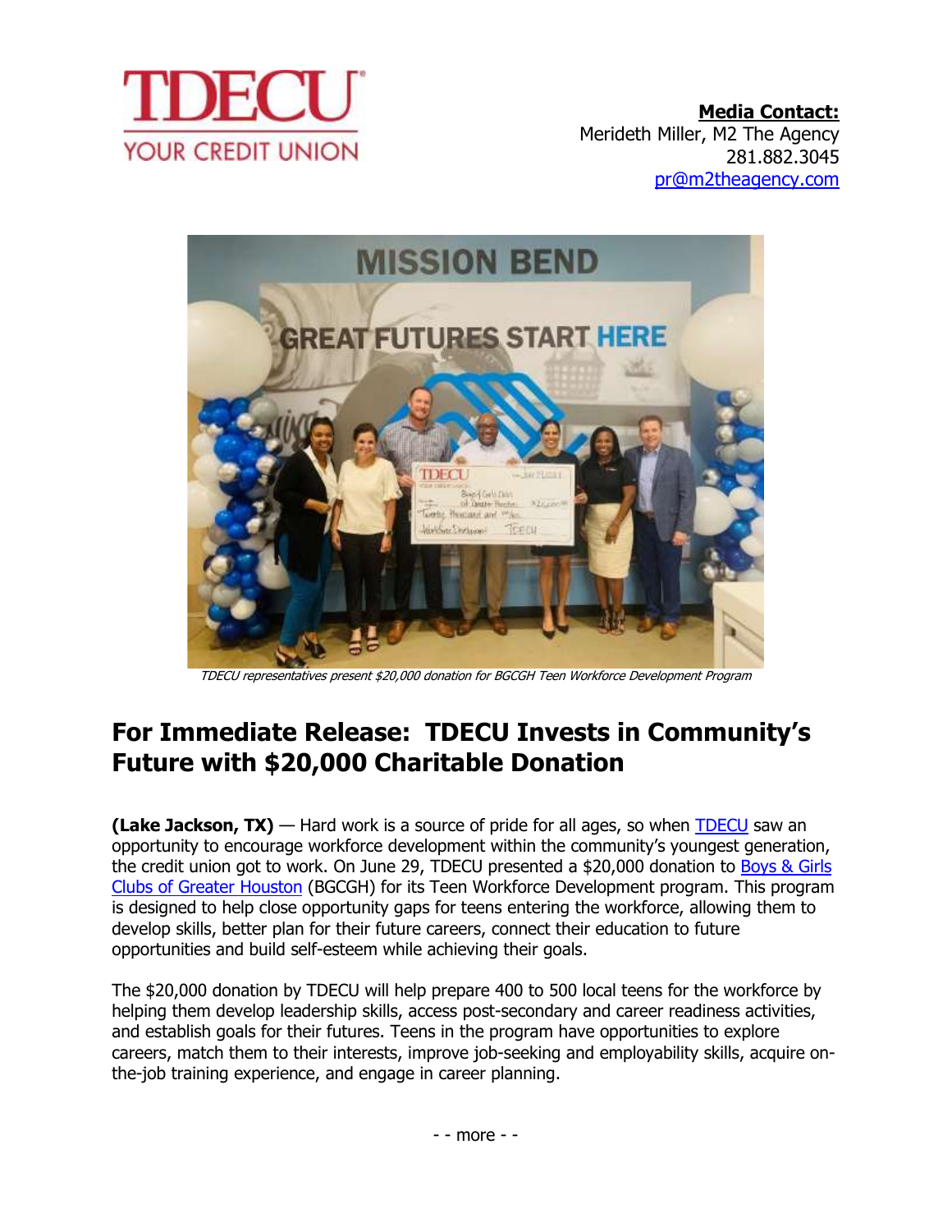TDECU
YOUR CREDIT UNION

**Media Contact:**
Merideth Miller, M2 The Agency
281.882.3045
pr@m2theagency.com

*TDECU representatives present $20,000 donation for BGCGH Teen Workforce Development Program*

## For Immediate Release: TDECU Invests in Community's Future with $20,000 Charitable Donation

**(Lake Jackson, TX)** — Hard work is a source of pride for all ages, so when TDECU saw an opportunity to encourage workforce development within the community's youngest generation, the credit union got to work. On June 29, TDECU presented a $20,000 donation to Boys & Girls Clubs of Greater Houston (BGCGH) for its Teen Workforce Development program. This program is designed to help close opportunity gaps for teens entering the workforce, allowing them to develop skills, better plan for their future careers, connect their education to future opportunities and build self-esteem while achieving their goals.

The $20,000 donation by TDECU will help prepare 400 to 500 local teens for the workforce by helping them develop leadership skills, access post-secondary and career readiness activities, and establish goals for their futures. Teens in the program have opportunities to explore careers, match them to their interests, improve job-seeking and employability skills, acquire on-the-job training experience, and engage in career planning.

- - more - -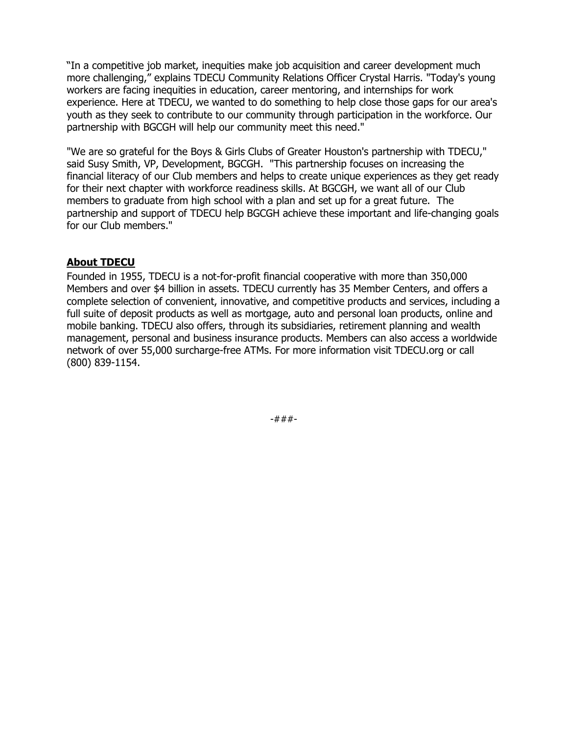"In a competitive job market, inequities make job acquisition and career development much more challenging," explains TDECU Community Relations Officer Crystal Harris. "Today's young workers are facing inequities in education, career mentoring, and internships for work experience. Here at TDECU, we wanted to do something to help close those gaps for our area's youth as they seek to contribute to our community through participation in the workforce. Our partnership with BGCGH will help our community meet this need."

"We are so grateful for the Boys & Girls Clubs of Greater Houston's partnership with TDECU," said Susy Smith, VP, Development, BGCGH. "This partnership focuses on increasing the financial literacy of our Club members and helps to create unique experiences as they get ready for their next chapter with workforce readiness skills. At BGCGH, we want all of our Club members to graduate from high school with a plan and set up for a great future. The partnership and support of TDECU help BGCGH achieve these important and life-changing goals for our Club members."

## About TDECU

Founded in 1955, TDECU is a not-for-profit financial cooperative with more than 350,000 Members and over $4 billion in assets. TDECU currently has 35 Member Centers, and offers a complete selection of convenient, innovative, and competitive products and services, including a full suite of deposit products as well as mortgage, auto and personal loan products, online and mobile banking. TDECU also offers, through its subsidiaries, retirement planning and wealth management, personal and business insurance products. Members can also access a worldwide network of over 55,000 surcharge-free ATMs. For more information visit TDECU.org or call (800) 839-1154.

-###-